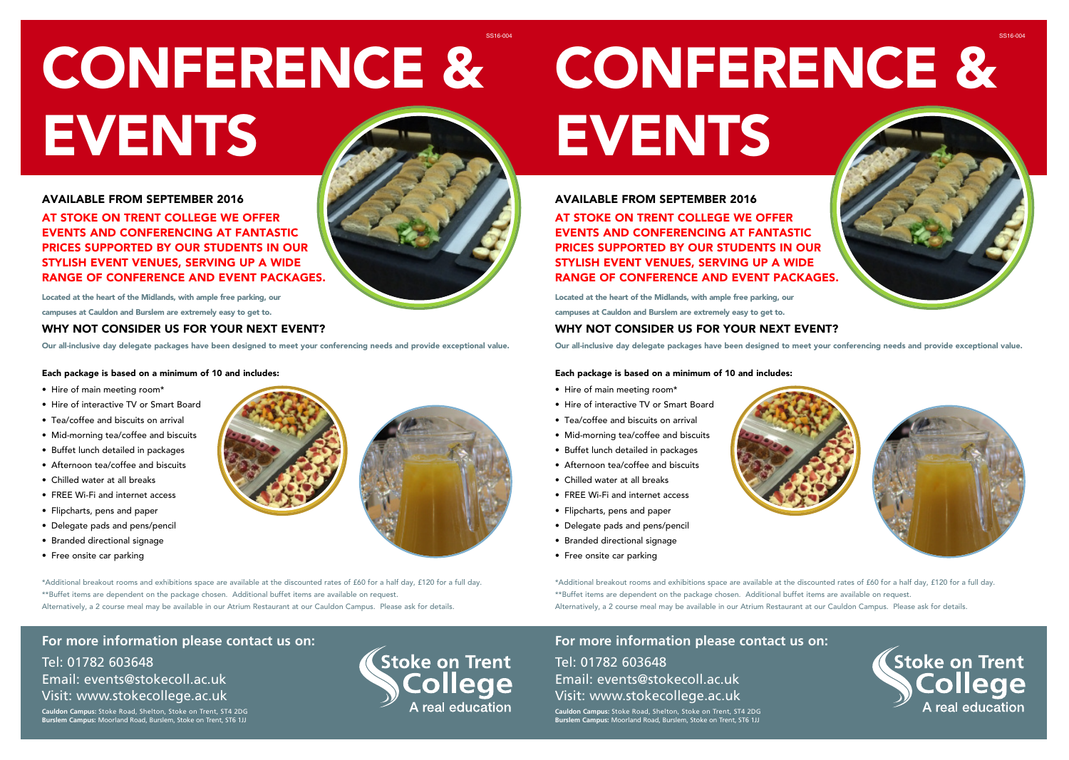SS16-004

# CONFERENCE & EVENTS

### AVAILABLE FROM SEPTEMBER 2016

**AT STOKE ON TRENT COLLEGE WE OFFER EVENTS AND CONFERENCING AT FANTASTIC PRICES SUPPORTED BY OUR STUDENTS IN OUR STYLISH EVENT VENUES, SERVING UP A WIDE RANGE OF CONFERENCE AND EVENT PACKAGES.**

**Located at the heart of the Midlands, with ample free parking, our campuses at Cauldon and Burslem are extremely easy to get to.**

### WHY NOT CONSIDER US FOR YOUR NEXT EVENT?

**Our all-inclusive day delegate packages have been designed to meet your conferencing needs and provide exceptional value.**

**Each package is based on a minimum of 10 and includes:**

- Hire of main meeting room*
- Hire of interactive TV or Smart Board
- Tea/coffee and biscuits on arrival
- Mid-morning tea/coffee and biscuits
- Buffet lunch detailed in packages
- Afternoon tea/coffee and biscuits
- Chilled water at all breaks
- FREE Wi-Fi and internet access
- Flipcharts, pens and paper
- Delegate pads and pens/pencil
- Branded directional signage
- Free onsite car parking

*Additional breakout rooms and exhibitions space are available at the discounted rates of £60 for a half day, £120 for a full day.
**Buffet items are dependent on the package chosen. Additional buffet items are available on request.
Alternatively, a 2 course meal may be available in our Atrium Restaurant at our Cauldon Campus. Please ask for details.

### For more information please contact us on:

Tel: 01782 603648
Email: events@stokecoll.ac.uk
Visit: www.stokecollege.ac.uk

**Cauldon Campus:** Stoke Road, Shelton, Stoke on Trent, ST4 2DG
**Burslem Campus:** Moorland Road, Burslem, Stoke on Trent, ST6 1JJ

Stoke on Trent College
A real education

---

SS16-004

# CONFERENCE & EVENTS

### AVAILABLE FROM SEPTEMBER 2016

**AT STOKE ON TRENT COLLEGE WE OFFER EVENTS AND CONFERENCING AT FANTASTIC PRICES SUPPORTED BY OUR STUDENTS IN OUR STYLISH EVENT VENUES, SERVING UP A WIDE RANGE OF CONFERENCE AND EVENT PACKAGES.**

**Located at the heart of the Midlands, with ample free parking, our campuses at Cauldon and Burslem are extremely easy to get to.**

### WHY NOT CONSIDER US FOR YOUR NEXT EVENT?

**Our all-inclusive day delegate packages have been designed to meet your conferencing needs and provide exceptional value.**

**Each package is based on a minimum of 10 and includes:**

- Hire of main meeting room*
- Hire of interactive TV or Smart Board
- Tea/coffee and biscuits on arrival
- Mid-morning tea/coffee and biscuits
- Buffet lunch detailed in packages
- Afternoon tea/coffee and biscuits
- Chilled water at all breaks
- FREE Wi-Fi and internet access
- Flipcharts, pens and paper
- Delegate pads and pens/pencil
- Branded directional signage
- Free onsite car parking

*Additional breakout rooms and exhibitions space are available at the discounted rates of £60 for a half day, £120 for a full day.
**Buffet items are dependent on the package chosen. Additional buffet items are available on request.
Alternatively, a 2 course meal may be available in our Atrium Restaurant at our Cauldon Campus. Please ask for details.

### For more information please contact us on:

Tel: 01782 603648
Email: events@stokecoll.ac.uk
Visit: www.stokecollege.ac.uk

**Cauldon Campus:** Stoke Road, Shelton, Stoke on Trent, ST4 2DG
**Burslem Campus:** Moorland Road, Burslem, Stoke on Trent, ST6 1JJ

Stoke on Trent College
A real education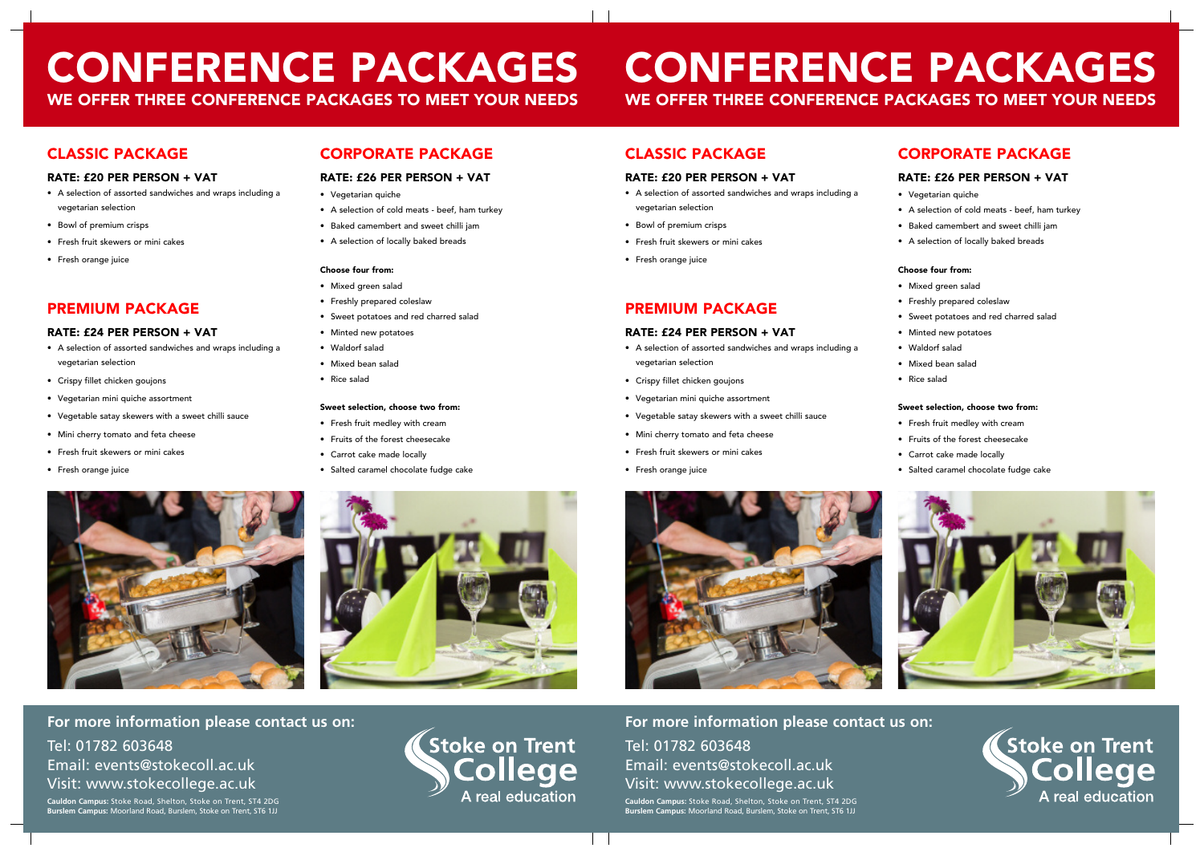# CONFERENCE PACKAGES

## WE OFFER THREE CONFERENCE PACKAGES TO MEET YOUR NEEDS

### CLASSIC PACKAGE

**RATE: £20 PER PERSON + VAT**

- A selection of assorted sandwiches and wraps including a vegetarian selection
- Bowl of premium crisps
- Fresh fruit skewers or mini cakes
- Fresh orange juice

### PREMIUM PACKAGE

**RATE: £24 PER PERSON + VAT**

- A selection of assorted sandwiches and wraps including a vegetarian selection
- Crispy fillet chicken goujons
- Vegetarian mini quiche assortment
- Vegetable satay skewers with a sweet chilli sauce
- Mini cherry tomato and feta cheese
- Fresh fruit skewers or mini cakes
- Fresh orange juice

### CORPORATE PACKAGE

**RATE: £26 PER PERSON + VAT**

- Vegetarian quiche
- A selection of cold meats - beef, ham turkey
- Baked camembert and sweet chilli jam
- A selection of locally baked breads

**Choose four from:**

- Mixed green salad
- Freshly prepared coleslaw
- Sweet potatoes and red charred salad
- Minted new potatoes
- Waldorf salad
- Mixed bean salad
- Rice salad

**Sweet selection, choose two from:**

- Fresh fruit medley with cream
- Fruits of the forest cheesecake
- Carrot cake made locally
- Salted caramel chocolate fudge cake

**For more information please contact us on:**

Tel: 01782 603648
Email: events@stokecoll.ac.uk
Visit: www.stokecollege.ac.uk

**Cauldon Campus:** Stoke Road, Shelton, Stoke on Trent, ST4 2DG
**Burslem Campus:** Moorland Road, Burslem, Stoke on Trent, ST6 1JJ

Stoke on Trent College
A real education

# CONFERENCE PACKAGES

## WE OFFER THREE CONFERENCE PACKAGES TO MEET YOUR NEEDS

### CLASSIC PACKAGE

**RATE: £20 PER PERSON + VAT**

- A selection of assorted sandwiches and wraps including a vegetarian selection
- Bowl of premium crisps
- Fresh fruit skewers or mini cakes
- Fresh orange juice

### PREMIUM PACKAGE

**RATE: £24 PER PERSON + VAT**

- A selection of assorted sandwiches and wraps including a vegetarian selection
- Crispy fillet chicken goujons
- Vegetarian mini quiche assortment
- Vegetable satay skewers with a sweet chilli sauce
- Mini cherry tomato and feta cheese
- Fresh fruit skewers or mini cakes
- Fresh orange juice

### CORPORATE PACKAGE

**RATE: £26 PER PERSON + VAT**

- Vegetarian quiche
- A selection of cold meats - beef, ham turkey
- Baked camembert and sweet chilli jam
- A selection of locally baked breads

**Choose four from:**

- Mixed green salad
- Freshly prepared coleslaw
- Sweet potatoes and red charred salad
- Minted new potatoes
- Waldorf salad
- Mixed bean salad
- Rice salad

**Sweet selection, choose two from:**

- Fresh fruit medley with cream
- Fruits of the forest cheesecake
- Carrot cake made locally
- Salted caramel chocolate fudge cake

**For more information please contact us on:**

Tel: 01782 603648
Email: events@stokecoll.ac.uk
Visit: www.stokecollege.ac.uk

**Cauldon Campus:** Stoke Road, Shelton, Stoke on Trent, ST4 2DG
**Burslem Campus:** Moorland Road, Burslem, Stoke on Trent, ST6 1JJ

Stoke on Trent College
A real education